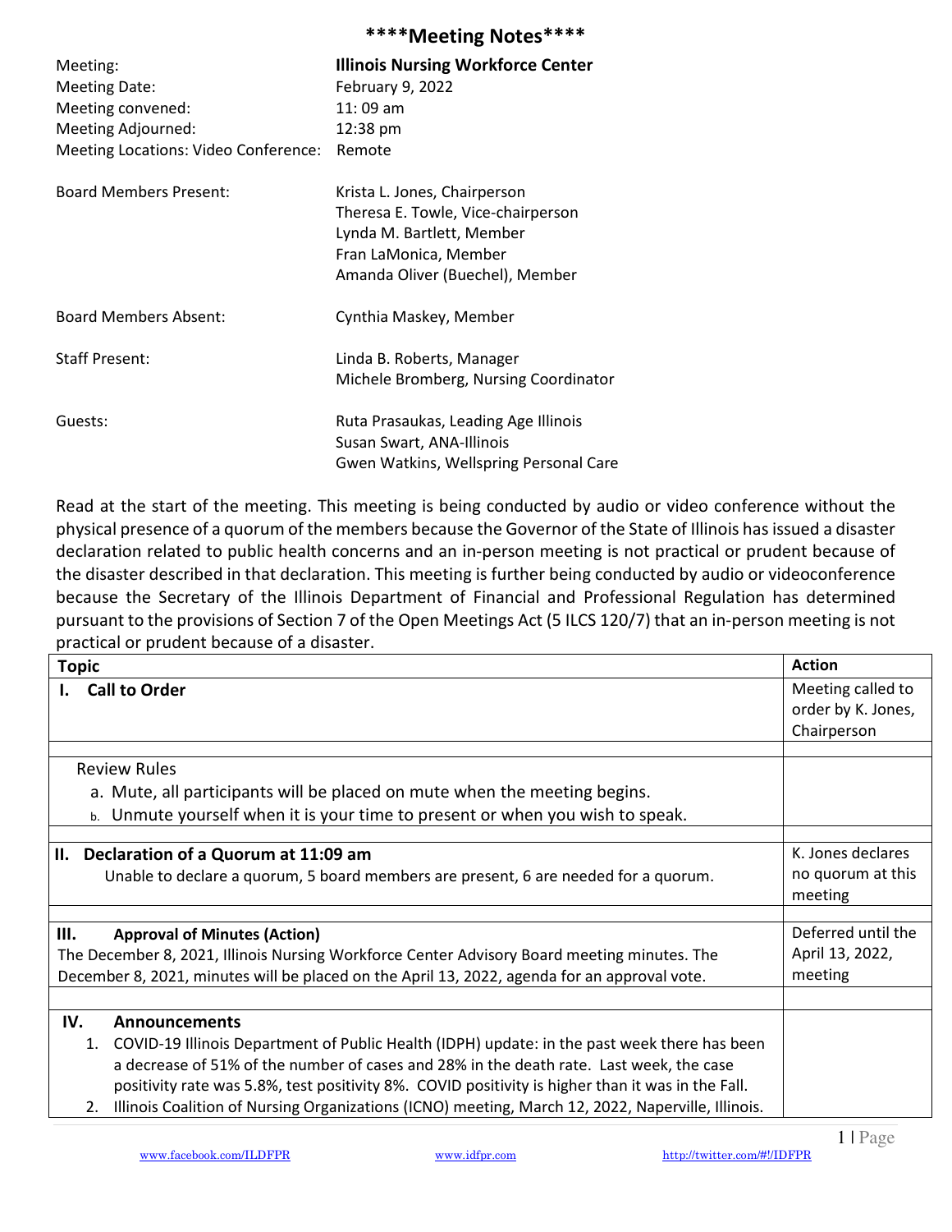# \*\*\*\*Meeting Notes\*\*\*\*

| | |
|---|---|
| Meeting: | **Illinois Nursing Workforce Center** |
| Meeting Date: | February 9, 2022 |
| Meeting convened: | 11: 09 am |
| Meeting Adjourned: | 12:38 pm |
| Meeting Locations: Video Conference: | Remote |
| Board Members Present: | Krista L. Jones, Chairperson<br>Theresa E. Towle, Vice-chairperson<br>Lynda M. Bartlett, Member<br>Fran LaMonica, Member<br>Amanda Oliver (Buechel), Member |
| Board Members Absent: | Cynthia Maskey, Member |
| Staff Present: | Linda B. Roberts, Manager<br>Michele Bromberg, Nursing Coordinator |
| Guests: | Ruta Prasaukas, Leading Age Illinois<br>Susan Swart, ANA-Illinois<br>Gwen Watkins, Wellspring Personal Care |

Read at the start of the meeting. This meeting is being conducted by audio or video conference without the physical presence of a quorum of the members because the Governor of the State of Illinois has issued a disaster declaration related to public health concerns and an in-person meeting is not practical or prudent because of the disaster described in that declaration. This meeting is further being conducted by audio or videoconference because the Secretary of the Illinois Department of Financial and Professional Regulation has determined pursuant to the provisions of Section 7 of the Open Meetings Act (5 ILCS 120/7) that an in-person meeting is not practical or prudent because of a disaster.

| Topic | Action |
|---|---|
| **I. Call to Order** | Meeting called to order by K. Jones, Chairperson |
| Review Rules<br>a. Mute, all participants will be placed on mute when the meeting begins.<br>b. Unmute yourself when it is your time to present or when you wish to speak. | |
| **II. Declaration of a Quorum at 11:09 am**<br>Unable to declare a quorum, 5 board members are present, 6 are needed for a quorum. | K. Jones declares no quorum at this meeting |
| **III. Approval of Minutes (Action)**<br>The December 8, 2021, Illinois Nursing Workforce Center Advisory Board meeting minutes. The December 8, 2021, minutes will be placed on the April 13, 2022, agenda for an approval vote. | Deferred until the April 13, 2022, meeting |
| **IV. Announcements**<br>1. COVID-19 Illinois Department of Public Health (IDPH) update: in the past week there has been a decrease of 51% of the number of cases and 28% in the death rate. Last week, the case positivity rate was 5.8%, test positivity 8%. COVID positivity is higher than it was in the Fall.<br>2. Illinois Coalition of Nursing Organizations (ICNO) meeting, March 12, 2022, Naperville, Illinois. | |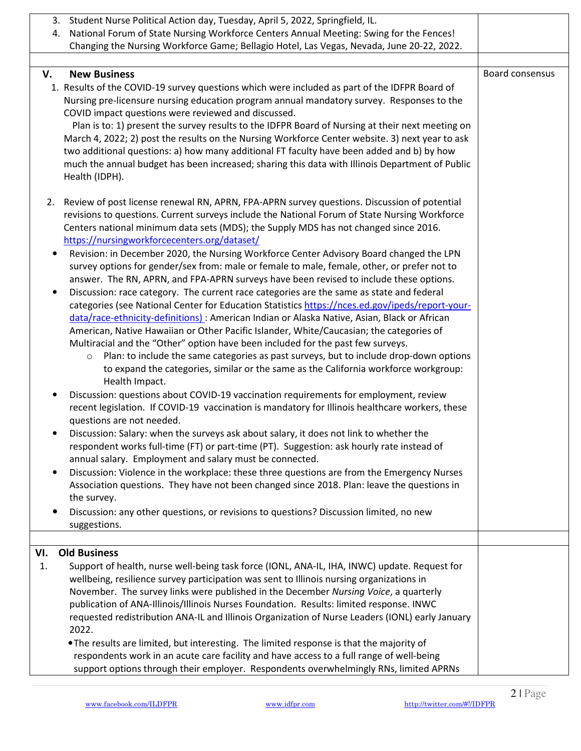| | |
|---|---|
| 3. Student Nurse Political Action day, Tuesday, April 5, 2022, Springfield, IL.<br>4. National Forum of State Nursing Workforce Centers Annual Meeting: Swing for the Fences! Changing the Nursing Workforce Game; Bellagio Hotel, Las Vegas, Nevada, June 20-22, 2022. | |
| | |
| **V. New Business**<br>1. Results of the COVID-19 survey questions which were included as part of the IDFPR Board of Nursing pre-licensure nursing education program annual mandatory survey. Responses to the COVID impact questions were reviewed and discussed.<br>Plan is to: 1) present the survey results to the IDFPR Board of Nursing at their next meeting on March 4, 2022; 2) post the results on the Nursing Workforce Center website. 3) next year to ask two additional questions: a) how many additional FT faculty have been added and b) by how much the annual budget has been increased; sharing this data with Illinois Department of Public Health (IDPH).<br><br>2. Review of post license renewal RN, APRN, FPA-APRN survey questions. Discussion of potential revisions to questions. Current surveys include the National Forum of State Nursing Workforce Centers national minimum data sets (MDS); the Supply MDS has not changed since 2016. https://nursingworkforcecenters.org/dataset/<br>• Revision: in December 2020, the Nursing Workforce Center Advisory Board changed the LPN survey options for gender/sex from: male or female to male, female, other, or prefer not to answer. The RN, APRN, and FPA-APRN surveys have been revised to include these options.<br>• Discussion: race category. The current race categories are the same as state and federal categories (see National Center for Education Statistics https://nces.ed.gov/ipeds/report-your-data/race-ethnicity-definitions) : American Indian or Alaska Native, Asian, Black or African American, Native Hawaiian or Other Pacific Islander, White/Caucasian; the categories of Multiracial and the "Other" option have been included for the past few surveys.<br>  ○ Plan: to include the same categories as past surveys, but to include drop-down options to expand the categories, similar or the same as the California workforce workgroup: Health Impact.<br>• Discussion: questions about COVID-19 vaccination requirements for employment, review recent legislation. If COVID-19 vaccination is mandatory for Illinois healthcare workers, these questions are not needed.<br>• Discussion: Salary: when the surveys ask about salary, it does not link to whether the respondent works full-time (FT) or part-time (PT). Suggestion: ask hourly rate instead of annual salary. Employment and salary must be connected.<br>• Discussion: Violence in the workplace: these three questions are from the Emergency Nurses Association questions. They have not been changed since 2018. Plan: leave the questions in the survey.<br>• Discussion: any other questions, or revisions to questions? Discussion limited, no new suggestions. | Board consensus |
| | |
| **VI. Old Business**<br>1. Support of health, nurse well-being task force (IONL, ANA-IL, IHA, INWC) update. Request for wellbeing, resilience survey participation was sent to Illinois nursing organizations in November. The survey links were published in the December *Nursing Voice*, a quarterly publication of ANA-Illinois/Illinois Nurses Foundation. Results: limited response. INWC requested redistribution ANA-IL and Illinois Organization of Nurse Leaders (IONL) early January 2022.<br>• The results are limited, but interesting. The limited response is that the majority of respondents work in an acute care facility and have access to a full range of well-being support options through their employer. Respondents overwhelmingly RNs, limited APRNs | |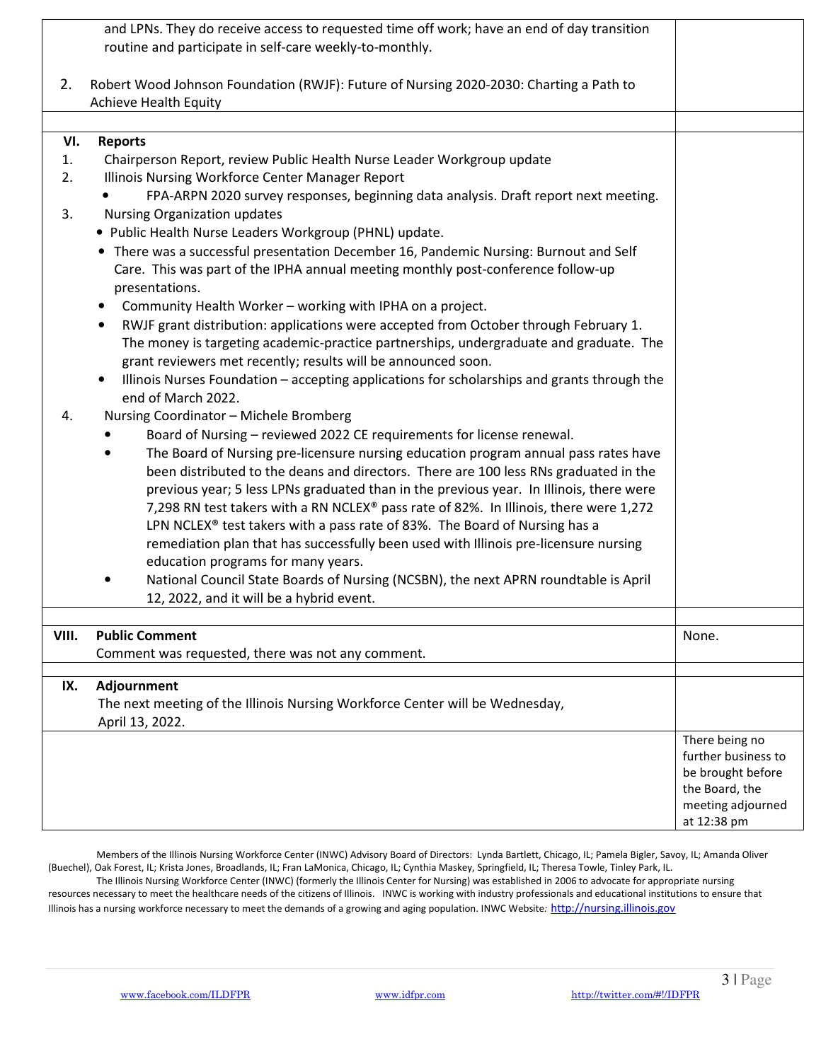| | |
|---|---|
| and LPNs. They do receive access to requested time off work; have an end of day transition routine and participate in self-care weekly-to-monthly.<br><br>2. Robert Wood Johnson Foundation (RWJF): Future of Nursing 2020-2030: Charting a Path to Achieve Health Equity | |
| | |
| **VI. Reports**<br>1. Chairperson Report, review Public Health Nurse Leader Workgroup update<br>2. Illinois Nursing Workforce Center Manager Report<br>• FPA-ARPN 2020 survey responses, beginning data analysis. Draft report next meeting.<br>3. Nursing Organization updates<br>• Public Health Nurse Leaders Workgroup (PHNL) update.<br>• There was a successful presentation December 16, Pandemic Nursing: Burnout and Self Care. This was part of the IPHA annual meeting monthly post-conference follow-up presentations.<br>• Community Health Worker – working with IPHA on a project.<br>• RWJF grant distribution: applications were accepted from October through February 1. The money is targeting academic-practice partnerships, undergraduate and graduate. The grant reviewers met recently; results will be announced soon.<br>• Illinois Nurses Foundation – accepting applications for scholarships and grants through the end of March 2022.<br>4. Nursing Coordinator – Michele Bromberg<br>• Board of Nursing – reviewed 2022 CE requirements for license renewal.<br>• The Board of Nursing pre-licensure nursing education program annual pass rates have been distributed to the deans and directors. There are 100 less RNs graduated in the previous year; 5 less LPNs graduated than in the previous year. In Illinois, there were 7,298 RN test takers with a RN NCLEX® pass rate of 82%. In Illinois, there were 1,272 LPN NCLEX® test takers with a pass rate of 83%. The Board of Nursing has a remediation plan that has successfully been used with Illinois pre-licensure nursing education programs for many years.<br>• National Council State Boards of Nursing (NCSBN), the next APRN roundtable is April 12, 2022, and it will be a hybrid event. | |
| | |
| **VIII. Public Comment**<br>Comment was requested, there was not any comment. | None. |
| | |
| **IX. Adjournment**<br>The next meeting of the Illinois Nursing Workforce Center will be Wednesday, April 13, 2022. | |
| | There being no further business to be brought before the Board, the meeting adjourned at 12:38 pm |

Members of the Illinois Nursing Workforce Center (INWC) Advisory Board of Directors: Lynda Bartlett, Chicago, IL; Pamela Bigler, Savoy, IL; Amanda Oliver (Buechel), Oak Forest, IL; Krista Jones, Broadlands, IL; Fran LaMonica, Chicago, IL; Cynthia Maskey, Springfield, IL; Theresa Towle, Tinley Park, IL.

The Illinois Nursing Workforce Center (INWC) (formerly the Illinois Center for Nursing) was established in 2006 to advocate for appropriate nursing resources necessary to meet the healthcare needs of the citizens of Illinois. INWC is working with industry professionals and educational institutions to ensure that Illinois has a nursing workforce necessary to meet the demands of a growing and aging population. INWC Website: http://nursing.illinois.gov